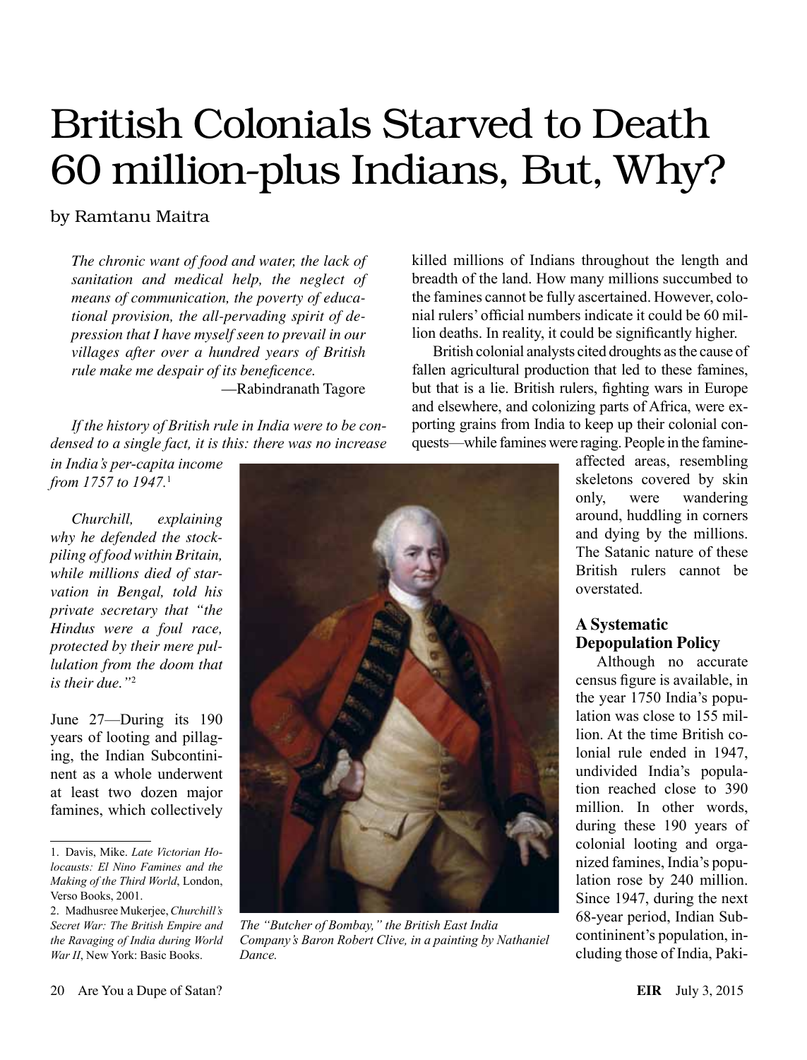# British Colonials Starved to Death 60 million-plus Indians, But, Why?

by Ramtanu Maitra

*The chronic want of food and water, the lack of sanitation and medical help, the neglect of means of communication, the poverty of educational provision, the all-pervading spirit of depression that I have myself seen to prevail in our villages after over a hundred years of British rule make me despair of its beneficence.*

—Rabindranath Tagore

*If the history of British rule in India were to be condensed to a single fact, it is this: there was no increase in India's per-capita income from 1757 to 1947.*[1]

*Churchill, explaining why he defended the stockpiling of food within Britain, while millions died of starvation in Bengal, told his private secretary that "the Hindus were a foul race, protected by their mere pullulation from the doom that is their due."*[2]

June 27—During its 190 years of looting and pillaging, the Indian Subcontinent as a whole underwent at least two dozen major famines, which collectively killed millions of Indians throughout the length and breadth of the land. How many millions succumbed to the famines cannot be fully ascertained. However, colonial rulers' official numbers indicate it could be 60 million deaths. In reality, it could be significantly higher.

British colonial analysts cited droughts as the cause of fallen agricultural production that led to these famines, but that is a lie. British rulers, fighting wars in Europe and elsewhere, and colonizing parts of Africa, were exporting grains from India to keep up their colonial conquests—while famines were raging. People in the famine-affected areas, resembling skeletons covered by skin only, were wandering around, huddling in corners and dying by the millions. The Satanic nature of these British rulers cannot be overstated.

The "Butcher of Bombay," the British East India Company's Baron Robert Clive, in a painting by Nathaniel Dance.

## A Systematic Depopulation Policy

Although no accurate census figure is available, in the year 1750 India's population was close to 155 million. At the time British colonial rule ended in 1947, undivided India's population reached close to 390 million. In other words, during these 190 years of colonial looting and organized famines, India's population rose by 240 million. Since 1947, during the next 68-year period, Indian Subcontininent's population, including those of India, Paki-

---

1. Davis, Mike. *Late Victorian Holocausts: El Nino Famines and the Making of the Third World*, London, Verso Books, 2001.

2. Madhusree Mukerjee, *Churchill's Secret War: The British Empire and the Ravaging of India during World War II*, New York: Basic Books.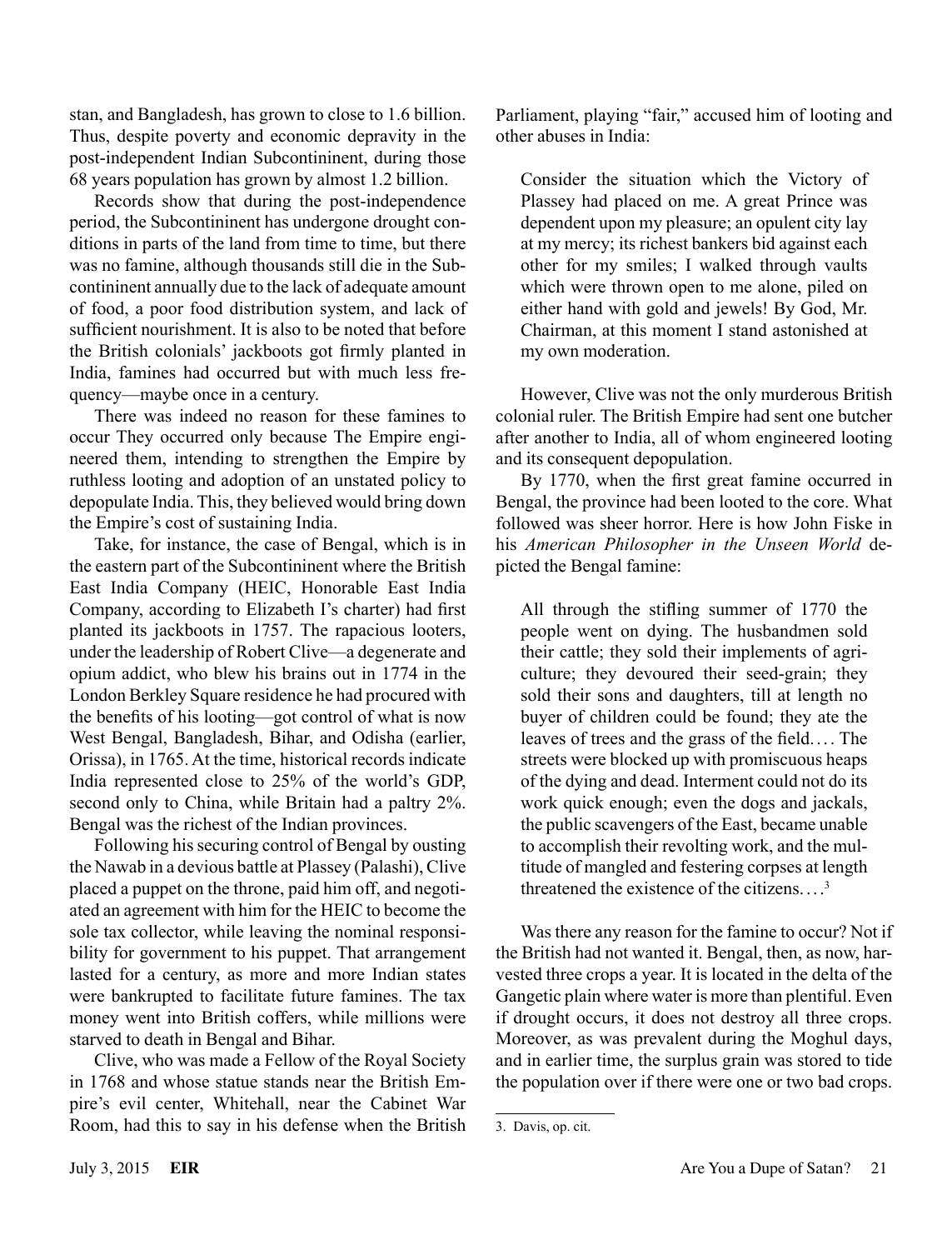stan, and Bangladesh, has grown to close to 1.6 billion. Thus, despite poverty and economic depravity in the post-independent Indian Subcontininent, during those 68 years population has grown by almost 1.2 billion.

Records show that during the post-independence period, the Subcontininent has undergone drought conditions in parts of the land from time to time, but there was no famine, although thousands still die in the Subcontininent annually due to the lack of adequate amount of food, a poor food distribution system, and lack of sufficient nourishment. It is also to be noted that before the British colonials' jackboots got firmly planted in India, famines had occurred but with much less frequency—maybe once in a century.

There was indeed no reason for these famines to occur They occurred only because The Empire engineered them, intending to strengthen the Empire by ruthless looting and adoption of an unstated policy to depopulate India. This, they believed would bring down the Empire's cost of sustaining India.

Take, for instance, the case of Bengal, which is in the eastern part of the Subcontininent where the British East India Company (HEIC, Honorable East India Company, according to Elizabeth I's charter) had first planted its jackboots in 1757. The rapacious looters, under the leadership of Robert Clive—a degenerate and opium addict, who blew his brains out in 1774 in the London Berkley Square residence he had procured with the benefits of his looting—got control of what is now West Bengal, Bangladesh, Bihar, and Odisha (earlier, Orissa), in 1765. At the time, historical records indicate India represented close to 25% of the world's GDP, second only to China, while Britain had a paltry 2%. Bengal was the richest of the Indian provinces.

Following his securing control of Bengal by ousting the Nawab in a devious battle at Plassey (Palashi), Clive placed a puppet on the throne, paid him off, and negotiated an agreement with him for the HEIC to become the sole tax collector, while leaving the nominal responsibility for government to his puppet. That arrangement lasted for a century, as more and more Indian states were bankrupted to facilitate future famines. The tax money went into British coffers, while millions were starved to death in Bengal and Bihar.

Clive, who was made a Fellow of the Royal Society in 1768 and whose statue stands near the British Empire's evil center, Whitehall, near the Cabinet War Room, had this to say in his defense when the British Parliament, playing "fair," accused him of looting and other abuses in India:

> Consider the situation which the Victory of Plassey had placed on me. A great Prince was dependent upon my pleasure; an opulent city lay at my mercy; its richest bankers bid against each other for my smiles; I walked through vaults which were thrown open to me alone, piled on either hand with gold and jewels! By God, Mr. Chairman, at this moment I stand astonished at my own moderation.

However, Clive was not the only murderous British colonial ruler. The British Empire had sent one butcher after another to India, all of whom engineered looting and its consequent depopulation.

By 1770, when the first great famine occurred in Bengal, the province had been looted to the core. What followed was sheer horror. Here is how John Fiske in his *American Philosopher in the Unseen World* depicted the Bengal famine:

> All through the stifling summer of 1770 the people went on dying. The husbandmen sold their cattle; they sold their implements of agriculture; they devoured their seed-grain; they sold their sons and daughters, till at length no buyer of children could be found; they ate the leaves of trees and the grass of the field.... The streets were blocked up with promiscuous heaps of the dying and dead. Interment could not do its work quick enough; even the dogs and jackals, the public scavengers of the East, became unable to accomplish their revolting work, and the multitude of mangled and festering corpses at length threatened the existence of the citizens....[3]

Was there any reason for the famine to occur? Not if the British had not wanted it. Bengal, then, as now, harvested three crops a year. It is located in the delta of the Gangetic plain where water is more than plentiful. Even if drought occurs, it does not destroy all three crops. Moreover, as was prevalent during the Moghul days, and in earlier time, the surplus grain was stored to tide the population over if there were one or two bad crops.

---

3. Davis, op. cit.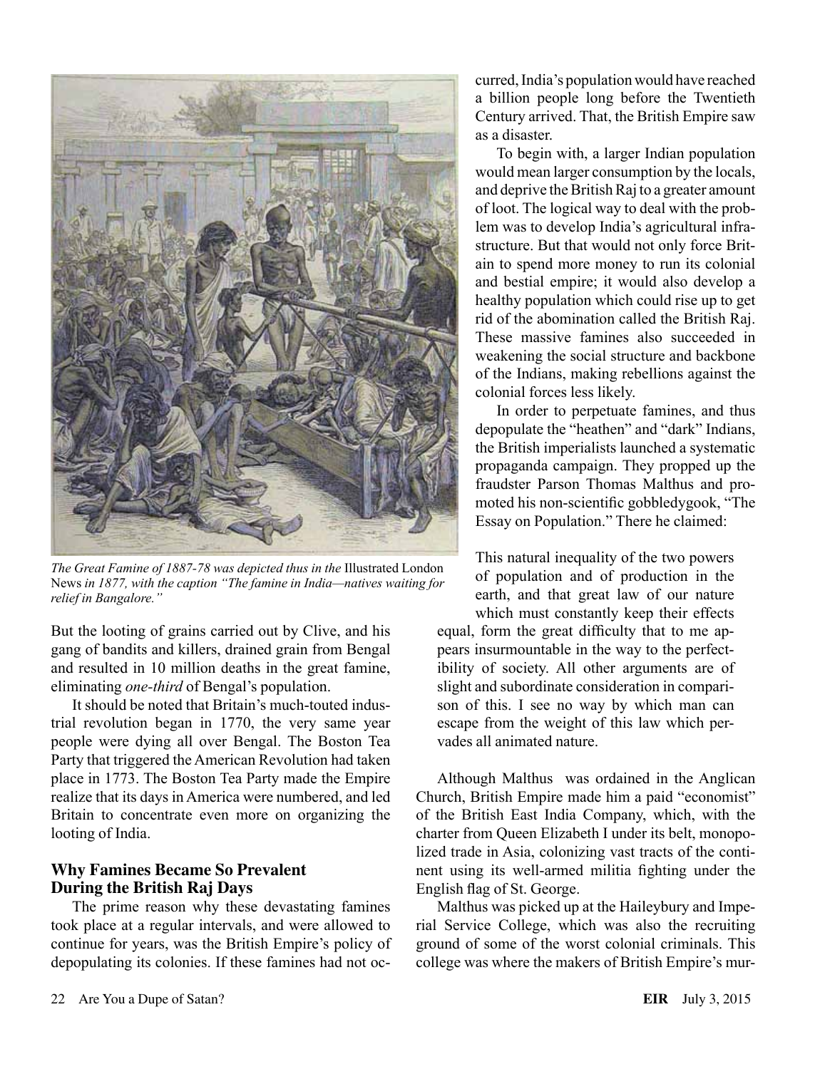*The Great Famine of 1887-78 was depicted thus in the* Illustrated London News *in 1877, with the caption "The famine in India—natives waiting for relief in Bangalore."*

But the looting of grains carried out by Clive, and his gang of bandits and killers, drained grain from Bengal and resulted in 10 million deaths in the great famine, eliminating *one-third* of Bengal's population.

It should be noted that Britain's much-touted industrial revolution began in 1770, the very same year people were dying all over Bengal. The Boston Tea Party that triggered the American Revolution had taken place in 1773. The Boston Tea Party made the Empire realize that its days in America were numbered, and led Britain to concentrate even more on organizing the looting of India.

## Why Famines Became So Prevalent During the British Raj Days

The prime reason why these devastating famines took place at a regular intervals, and were allowed to continue for years, was the British Empire's policy of depopulating its colonies. If these famines had not occurred, India's population would have reached a billion people long before the Twentieth Century arrived. That, the British Empire saw as a disaster.

To begin with, a larger Indian population would mean larger consumption by the locals, and deprive the British Raj to a greater amount of loot. The logical way to deal with the problem was to develop India's agricultural infrastructure. But that would not only force Britain to spend more money to run its colonial and bestial empire; it would also develop a healthy population which could rise up to get rid of the abomination called the British Raj. These massive famines also succeeded in weakening the social structure and backbone of the Indians, making rebellions against the colonial forces less likely.

In order to perpetuate famines, and thus depopulate the "heathen" and "dark" Indians, the British imperialists launched a systematic propaganda campaign. They propped up the fraudster Parson Thomas Malthus and promoted his non-scientific gobbledygook, "The Essay on Population." There he claimed:

> This natural inequality of the two powers of population and of production in the earth, and that great law of our nature which must constantly keep their effects equal, form the great difficulty that to me appears insurmountable in the way to the perfectibility of society. All other arguments are of slight and subordinate consideration in comparison of this. I see no way by which man can escape from the weight of this law which pervades all animated nature.

Although Malthus was ordained in the Anglican Church, British Empire made him a paid "economist" of the British East India Company, which, with the charter from Queen Elizabeth I under its belt, monopolized trade in Asia, colonizing vast tracts of the continent using its well-armed militia fighting under the English flag of St. George.

Malthus was picked up at the Haileybury and Imperial Service College, which was also the recruiting ground of some of the worst colonial criminals. This college was where the makers of British Empire's mur-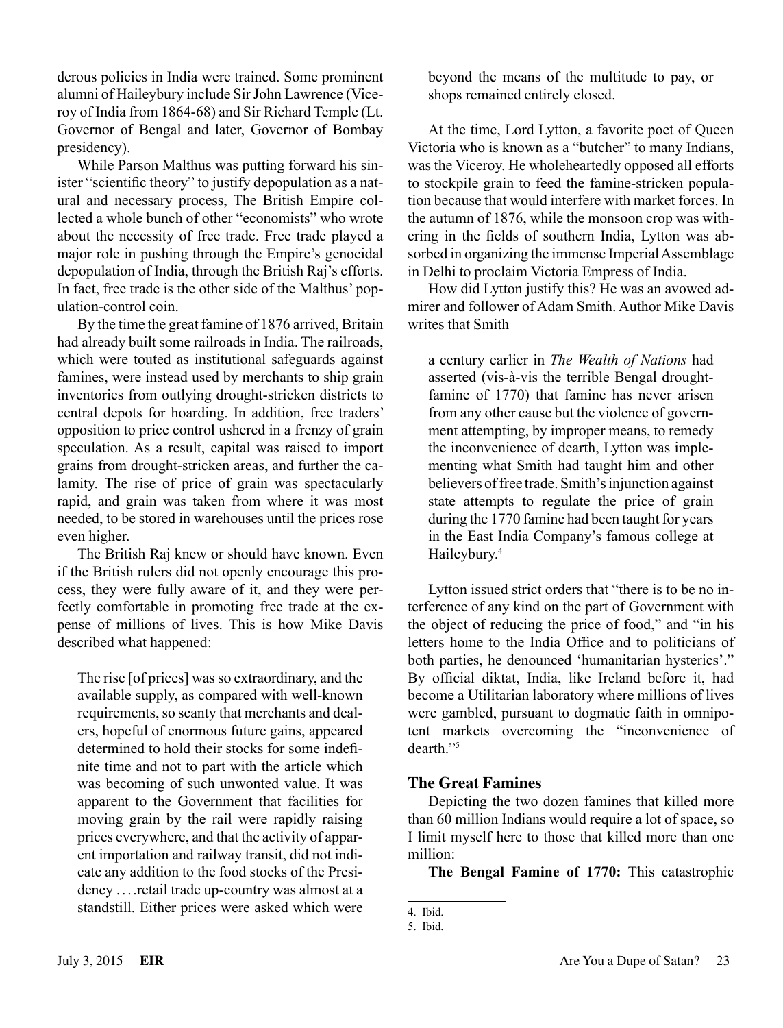derous policies in India were trained. Some prominent alumni of Haileybury include Sir John Lawrence (Viceroy of India from 1864-68) and Sir Richard Temple (Lt. Governor of Bengal and later, Governor of Bombay presidency).

While Parson Malthus was putting forward his sinister "scientific theory" to justify depopulation as a natural and necessary process, The British Empire collected a whole bunch of other "economists" who wrote about the necessity of free trade. Free trade played a major role in pushing through the Empire's genocidal depopulation of India, through the British Raj's efforts. In fact, free trade is the other side of the Malthus' population-control coin.

By the time the great famine of 1876 arrived, Britain had already built some railroads in India. The railroads, which were touted as institutional safeguards against famines, were instead used by merchants to ship grain inventories from outlying drought-stricken districts to central depots for hoarding. In addition, free traders' opposition to price control ushered in a frenzy of grain speculation. As a result, capital was raised to import grains from drought-stricken areas, and further the calamity. The rise of price of grain was spectacularly rapid, and grain was taken from where it was most needed, to be stored in warehouses until the prices rose even higher.

The British Raj knew or should have known. Even if the British rulers did not openly encourage this process, they were fully aware of it, and they were perfectly comfortable in promoting free trade at the expense of millions of lives. This is how Mike Davis described what happened:

> The rise [of prices] was so extraordinary, and the available supply, as compared with well-known requirements, so scanty that merchants and dealers, hopeful of enormous future gains, appeared determined to hold their stocks for some indefinite time and not to part with the article which was becoming of such unwonted value. It was apparent to the Government that facilities for moving grain by the rail were rapidly raising prices everywhere, and that the activity of apparent importation and railway transit, did not indicate any addition to the food stocks of the Presidency . . . .retail trade up-country was almost at a standstill. Either prices were asked which were beyond the means of the multitude to pay, or shops remained entirely closed.

At the time, Lord Lytton, a favorite poet of Queen Victoria who is known as a "butcher" to many Indians, was the Viceroy. He wholeheartedly opposed all efforts to stockpile grain to feed the famine-stricken population because that would interfere with market forces. In the autumn of 1876, while the monsoon crop was withering in the fields of southern India, Lytton was absorbed in organizing the immense Imperial Assemblage in Delhi to proclaim Victoria Empress of India.

How did Lytton justify this? He was an avowed admirer and follower of Adam Smith. Author Mike Davis writes that Smith

> a century earlier in *The Wealth of Nations* had asserted (vis-à-vis the terrible Bengal drought-famine of 1770) that famine has never arisen from any other cause but the violence of government attempting, by improper means, to remedy the inconvenience of dearth, Lytton was implementing what Smith had taught him and other believers of free trade. Smith's injunction against state attempts to regulate the price of grain during the 1770 famine had been taught for years in the East India Company's famous college at Haileybury.[4]

Lytton issued strict orders that "there is to be no interference of any kind on the part of Government with the object of reducing the price of food," and "in his letters home to the India Office and to politicians of both parties, he denounced 'humanitarian hysterics'." By official diktat, India, like Ireland before it, had become a Utilitarian laboratory where millions of lives were gambled, pursuant to dogmatic faith in omnipotent markets overcoming the "inconvenience of dearth."[5]

### The Great Famines

Depicting the two dozen famines that killed more than 60 million Indians would require a lot of space, so I limit myself here to those that killed more than one million:

**The Bengal Famine of 1770:** This catastrophic

---

4. Ibid.

5. Ibid.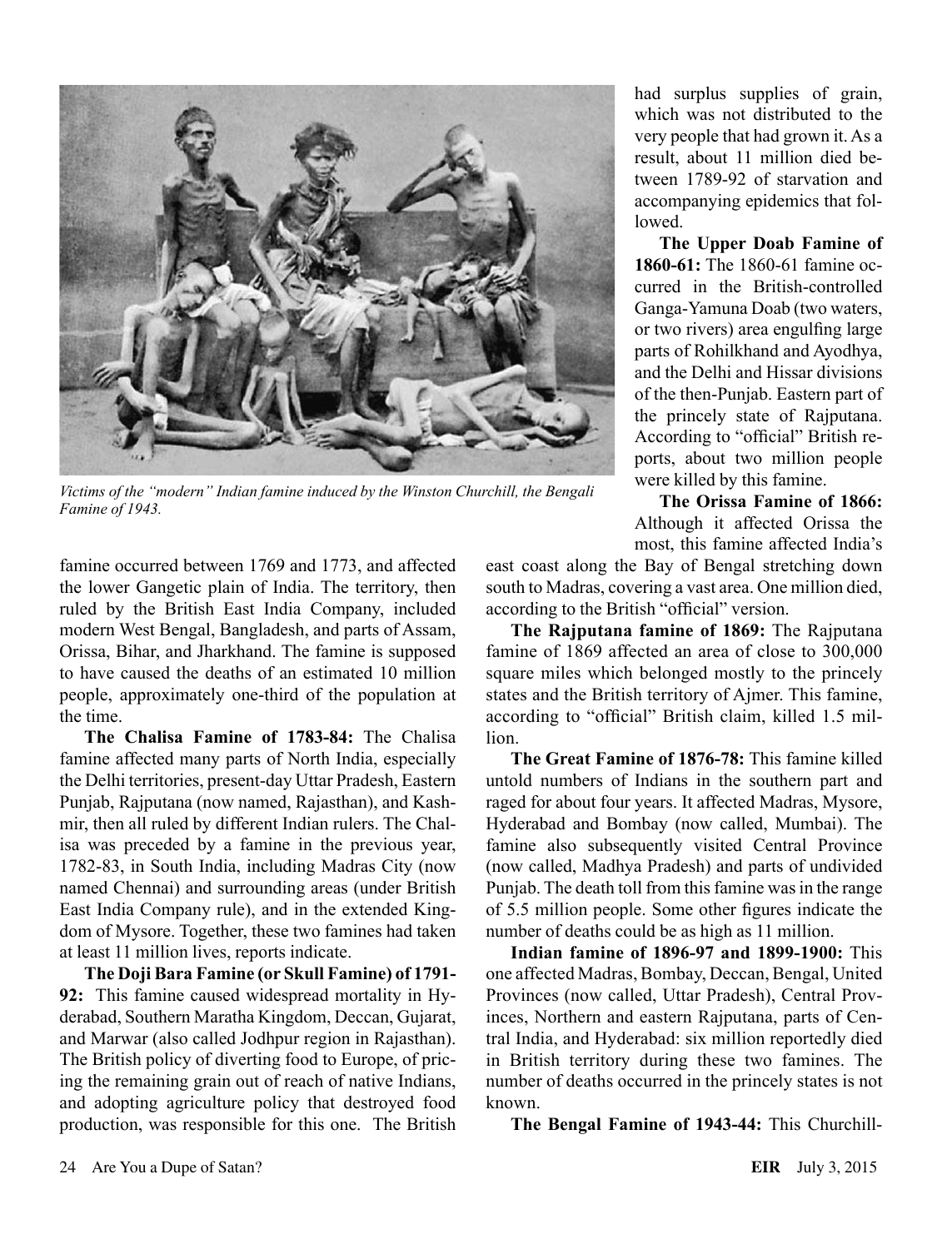*Victims of the "modern" Indian famine induced by the Winston Churchill, the Bengali Famine of 1943.*

famine occurred between 1769 and 1773, and affected the lower Gangetic plain of India. The territory, then ruled by the British East India Company, included modern West Bengal, Bangladesh, and parts of Assam, Orissa, Bihar, and Jharkhand. The famine is supposed to have caused the deaths of an estimated 10 million people, approximately one-third of the population at the time.

**The Chalisa Famine of 1783-84:** The Chalisa famine affected many parts of North India, especially the Delhi territories, present-day Uttar Pradesh, Eastern Punjab, Rajputana (now named, Rajasthan), and Kashmir, then all ruled by different Indian rulers. The Chalisa was preceded by a famine in the previous year, 1782-83, in South India, including Madras City (now named Chennai) and surrounding areas (under British East India Company rule), and in the extended Kingdom of Mysore. Together, these two famines had taken at least 11 million lives, reports indicate.

**The Doji Bara Famine (or Skull Famine) of 1791-92:** This famine caused widespread mortality in Hyderabad, Southern Maratha Kingdom, Deccan, Gujarat, and Marwar (also called Jodhpur region in Rajasthan). The British policy of diverting food to Europe, of pricing the remaining grain out of reach of native Indians, and adopting agriculture policy that destroyed food production, was responsible for this one. The British had surplus supplies of grain, which was not distributed to the very people that had grown it. As a result, about 11 million died between 1789-92 of starvation and accompanying epidemics that followed.

**The Upper Doab Famine of 1860-61:** The 1860-61 famine occurred in the British-controlled Ganga-Yamuna Doab (two waters, or two rivers) area engulfing large parts of Rohilkhand and Ayodhya, and the Delhi and Hissar divisions of the then-Punjab. Eastern part of the princely state of Rajputana. According to "official" British reports, about two million people were killed by this famine.

**The Orissa Famine of 1866:** Although it affected Orissa the most, this famine affected India's east coast along the Bay of Bengal stretching down south to Madras, covering a vast area. One million died, according to the British "official" version.

**The Rajputana famine of 1869:** The Rajputana famine of 1869 affected an area of close to 300,000 square miles which belonged mostly to the princely states and the British territory of Ajmer. This famine, according to "official" British claim, killed 1.5 million.

**The Great Famine of 1876-78:** This famine killed untold numbers of Indians in the southern part and raged for about four years. It affected Madras, Mysore, Hyderabad and Bombay (now called, Mumbai). The famine also subsequently visited Central Province (now called, Madhya Pradesh) and parts of undivided Punjab. The death toll from this famine was in the range of 5.5 million people. Some other figures indicate the number of deaths could be as high as 11 million.

**Indian famine of 1896-97 and 1899-1900:** This one affected Madras, Bombay, Deccan, Bengal, United Provinces (now called, Uttar Pradesh), Central Provinces, Northern and eastern Rajputana, parts of Central India, and Hyderabad: six million reportedly died in British territory during these two famines. The number of deaths occurred in the princely states is not known.

**The Bengal Famine of 1943-44:** This Churchill-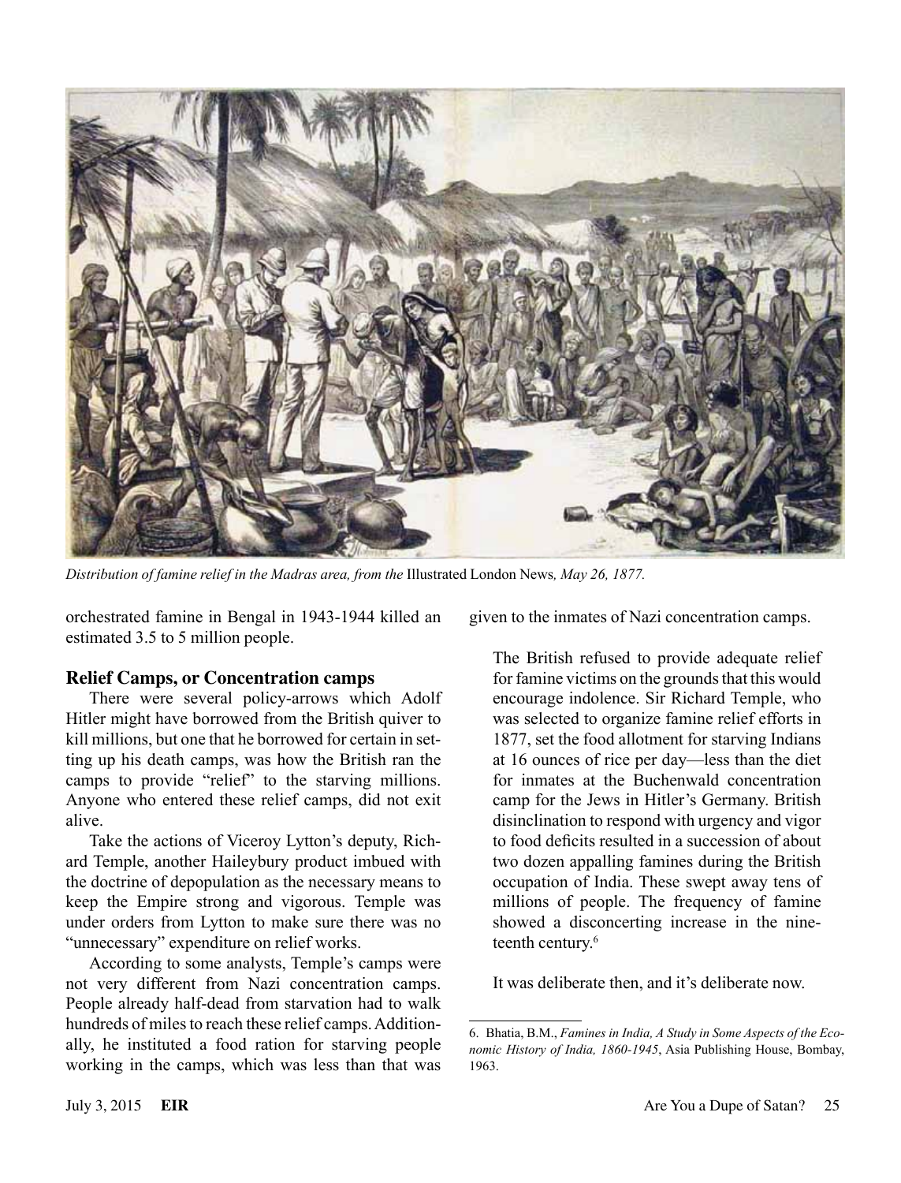*Distribution of famine relief in the Madras area, from the* Illustrated London News*, May 26, 1877.*

orchestrated famine in Bengal in 1943-1944 killed an estimated 3.5 to 5 million people.

### Relief Camps, or Concentration camps

There were several policy-arrows which Adolf Hitler might have borrowed from the British quiver to kill millions, but one that he borrowed for certain in setting up his death camps, was how the British ran the camps to provide "relief" to the starving millions. Anyone who entered these relief camps, did not exit alive.

Take the actions of Viceroy Lytton's deputy, Richard Temple, another Haileybury product imbued with the doctrine of depopulation as the necessary means to keep the Empire strong and vigorous. Temple was under orders from Lytton to make sure there was no "unnecessary" expenditure on relief works.

According to some analysts, Temple's camps were not very different from Nazi concentration camps. People already half-dead from starvation had to walk hundreds of miles to reach these relief camps. Additionally, he instituted a food ration for starving people working in the camps, which was less than that was given to the inmates of Nazi concentration camps.

> The British refused to provide adequate relief for famine victims on the grounds that this would encourage indolence. Sir Richard Temple, who was selected to organize famine relief efforts in 1877, set the food allotment for starving Indians at 16 ounces of rice per day—less than the diet for inmates at the Buchenwald concentration camp for the Jews in Hitler's Germany. British disinclination to respond with urgency and vigor to food deficits resulted in a succession of about two dozen appalling famines during the British occupation of India. These swept away tens of millions of people. The frequency of famine showed a disconcerting increase in the nineteenth century.[6]

It was deliberate then, and it's deliberate now.

---

6. Bhatia, B.M., *Famines in India, A Study in Some Aspects of the Economic History of India, 1860-1945*, Asia Publishing House, Bombay, 1963.